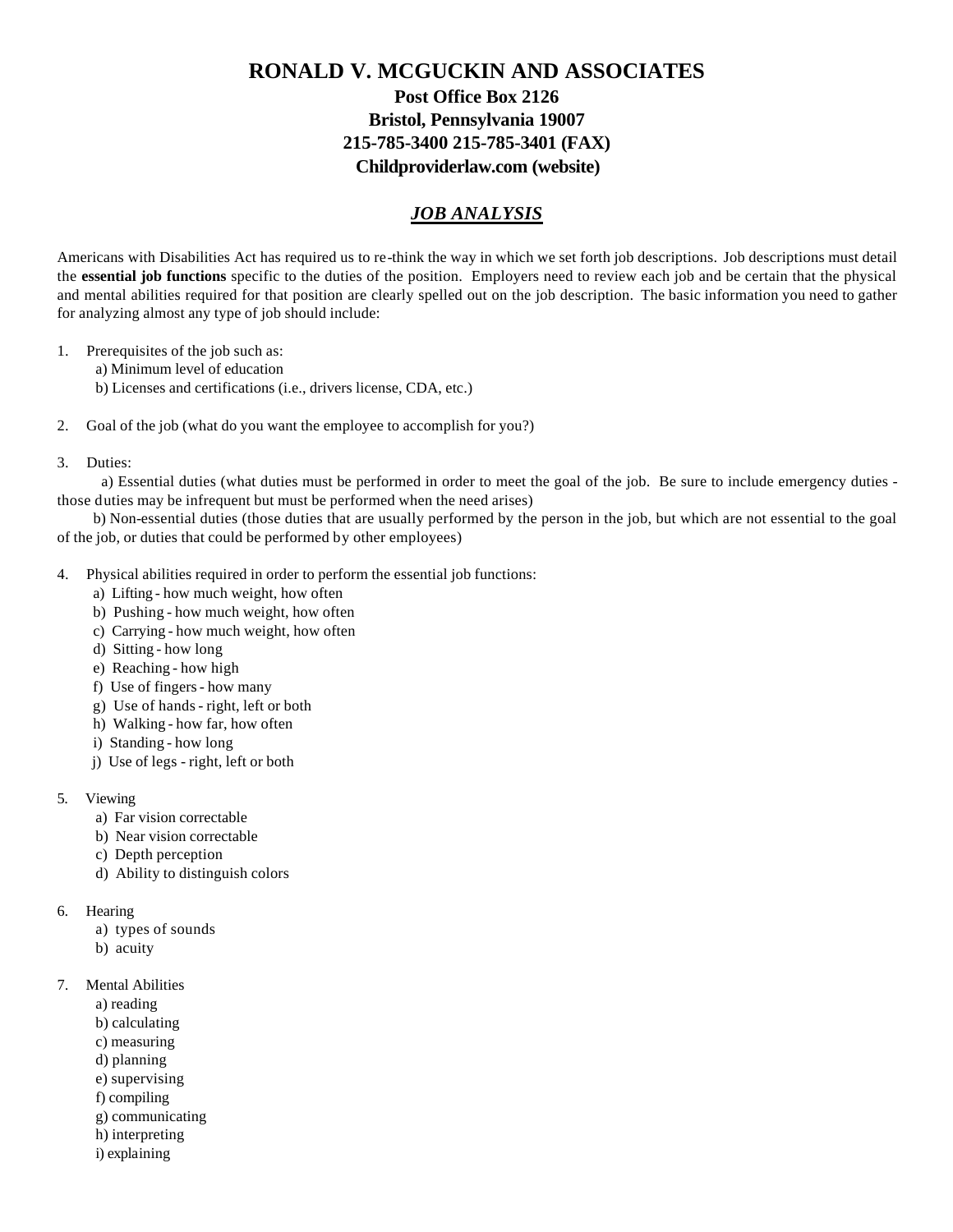# RONALD V. MCGUCKIN AND ASSOCIATES

**Post Office Box 2126**
**Bristol, Pennsylvania 19007**
**215-785-3400 215-785-3401 (FAX)**
**Childproviderlaw.com (website)**

## ***JOB ANALYSIS***

Americans with Disabilities Act has required us to re-think the way in which we set forth job descriptions. Job descriptions must detail the **essential job functions** specific to the duties of the position. Employers need to review each job and be certain that the physical and mental abilities required for that position are clearly spelled out on the job description. The basic information you need to gather for analyzing almost any type of job should include:

1. Prerequisites of the job such as:
   a) Minimum level of education
   b) Licenses and certifications (i.e., drivers license, CDA, etc.)

2. Goal of the job (what do you want the employee to accomplish for you?)

3. Duties:
   a) Essential duties (what duties must be performed in order to meet the goal of the job. Be sure to include emergency duties - those duties may be infrequent but must be performed when the need arises)
   b) Non-essential duties (those duties that are usually performed by the person in the job, but which are not essential to the goal of the job, or duties that could be performed by other employees)

4. Physical abilities required in order to perform the essential job functions:
   a) Lifting - how much weight, how often
   b) Pushing - how much weight, how often
   c) Carrying - how much weight, how often
   d) Sitting - how long
   e) Reaching - how high
   f) Use of fingers - how many
   g) Use of hands - right, left or both
   h) Walking - how far, how often
   i) Standing - how long
   j) Use of legs - right, left or both

5. Viewing
   a) Far vision correctable
   b) Near vision correctable
   c) Depth perception
   d) Ability to distinguish colors

6. Hearing
   a) types of sounds
   b) acuity

7. Mental Abilities
   a) reading
   b) calculating
   c) measuring
   d) planning
   e) supervising
   f) compiling
   g) communicating
   h) interpreting
   i) explaining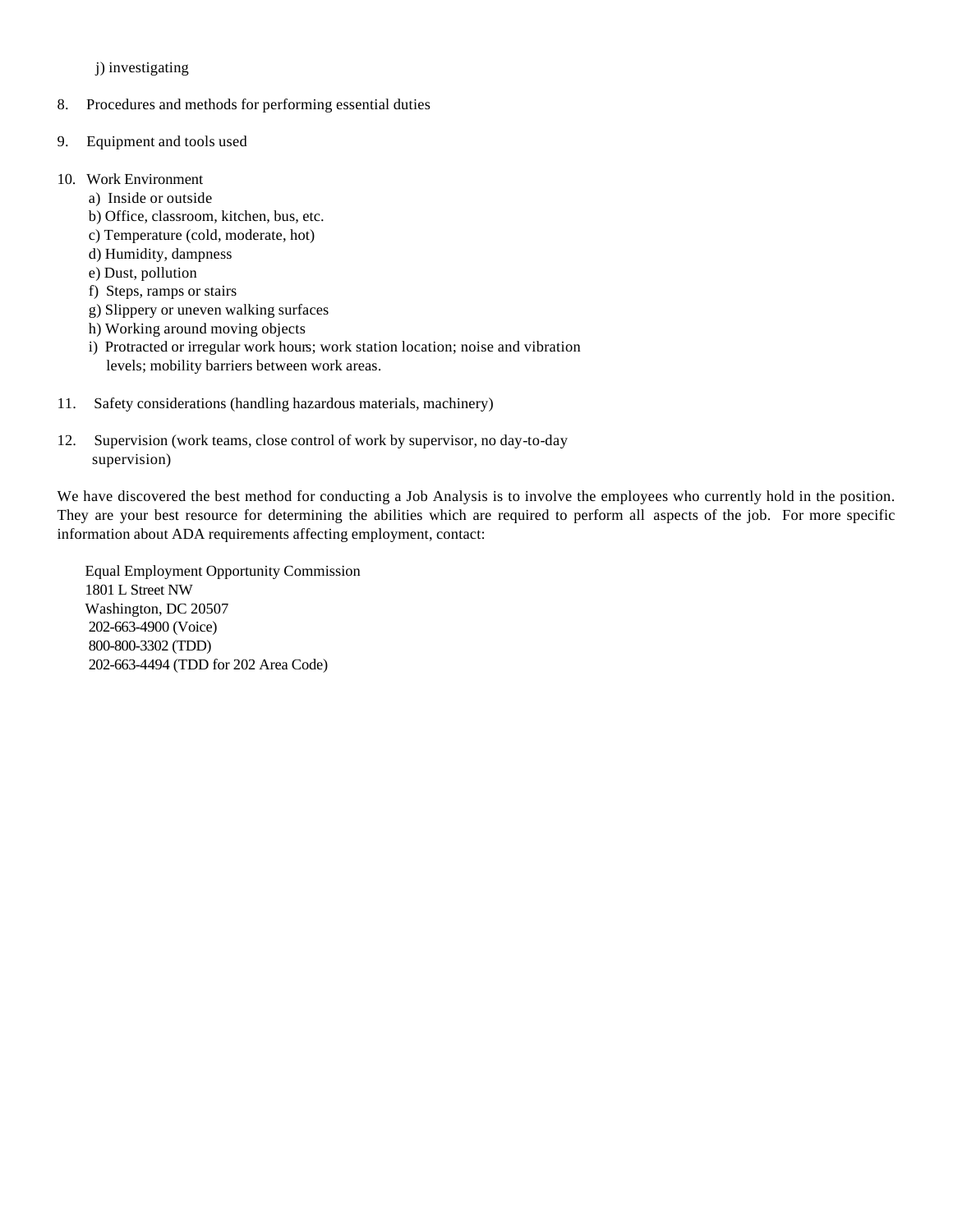j) investigating

8. Procedures and methods for performing essential duties

9. Equipment and tools used

10. Work Environment
    a) Inside or outside
    b) Office, classroom, kitchen, bus, etc.
    c) Temperature (cold, moderate, hot)
    d) Humidity, dampness
    e) Dust, pollution
    f) Steps, ramps or stairs
    g) Slippery or uneven walking surfaces
    h) Working around moving objects
    i) Protracted or irregular work hours; work station location; noise and vibration levels; mobility barriers between work areas.

11. Safety considerations (handling hazardous materials, machinery)

12. Supervision (work teams, close control of work by supervisor, no day-to-day supervision)

We have discovered the best method for conducting a Job Analysis is to involve the employees who currently hold in the position. They are your best resource for determining the abilities which are required to perform all aspects of the job. For more specific information about ADA requirements affecting employment, contact:

Equal Employment Opportunity Commission
1801 L Street NW
Washington, DC 20507
202-663-4900 (Voice)
800-800-3302 (TDD)
202-663-4494 (TDD for 202 Area Code)